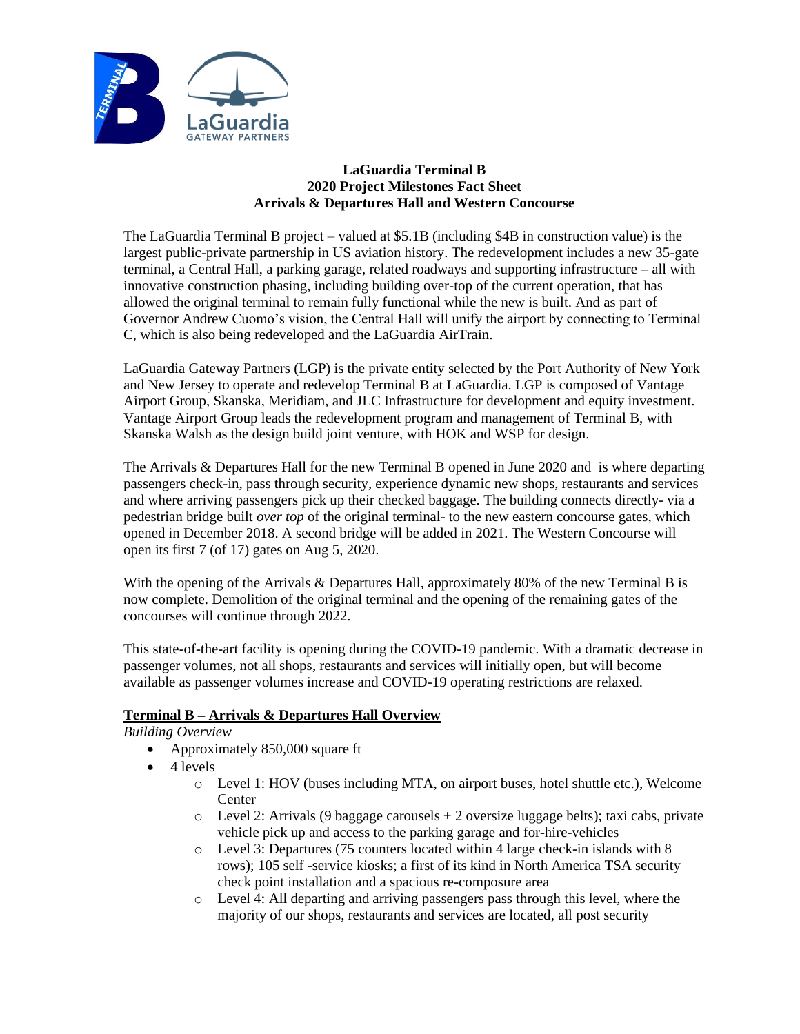# LaGuardia Terminal B
## 2020 Project Milestones Fact Sheet
## Arrivals & Departures Hall and Western Concourse

The LaGuardia Terminal B project – valued at $5.1B (including $4B in construction value) is the largest public-private partnership in US aviation history. The redevelopment includes a new 35-gate terminal, a Central Hall, a parking garage, related roadways and supporting infrastructure – all with innovative construction phasing, including building over-top of the current operation, that has allowed the original terminal to remain fully functional while the new is built. And as part of Governor Andrew Cuomo's vision, the Central Hall will unify the airport by connecting to Terminal C, which is also being redeveloped and the LaGuardia AirTrain.

LaGuardia Gateway Partners (LGP) is the private entity selected by the Port Authority of New York and New Jersey to operate and redevelop Terminal B at LaGuardia. LGP is composed of Vantage Airport Group, Skanska, Meridiam, and JLC Infrastructure for development and equity investment. Vantage Airport Group leads the redevelopment program and management of Terminal B, with Skanska Walsh as the design build joint venture, with HOK and WSP for design.

The Arrivals & Departures Hall for the new Terminal B opened in June 2020 and is where departing passengers check-in, pass through security, experience dynamic new shops, restaurants and services and where arriving passengers pick up their checked baggage. The building connects directly- via a pedestrian bridge built *over top* of the original terminal- to the new eastern concourse gates, which opened in December 2018. A second bridge will be added in 2021. The Western Concourse will open its first 7 (of 17) gates on Aug 5, 2020.

With the opening of the Arrivals & Departures Hall, approximately 80% of the new Terminal B is now complete. Demolition of the original terminal and the opening of the remaining gates of the concourses will continue through 2022.

This state-of-the-art facility is opening during the COVID-19 pandemic. With a dramatic decrease in passenger volumes, not all shops, restaurants and services will initially open, but will become available as passenger volumes increase and COVID-19 operating restrictions are relaxed.

**Terminal B – Arrivals & Departures Hall Overview**

*Building Overview*

- Approximately 850,000 square ft
- 4 levels
  - Level 1: HOV (buses including MTA, on airport buses, hotel shuttle etc.), Welcome Center
  - Level 2: Arrivals (9 baggage carousels + 2 oversize luggage belts); taxi cabs, private vehicle pick up and access to the parking garage and for-hire-vehicles
  - Level 3: Departures (75 counters located within 4 large check-in islands with 8 rows); 105 self -service kiosks; a first of its kind in North America TSA security check point installation and a spacious re-composure area
  - Level 4: All departing and arriving passengers pass through this level, where the majority of our shops, restaurants and services are located, all post security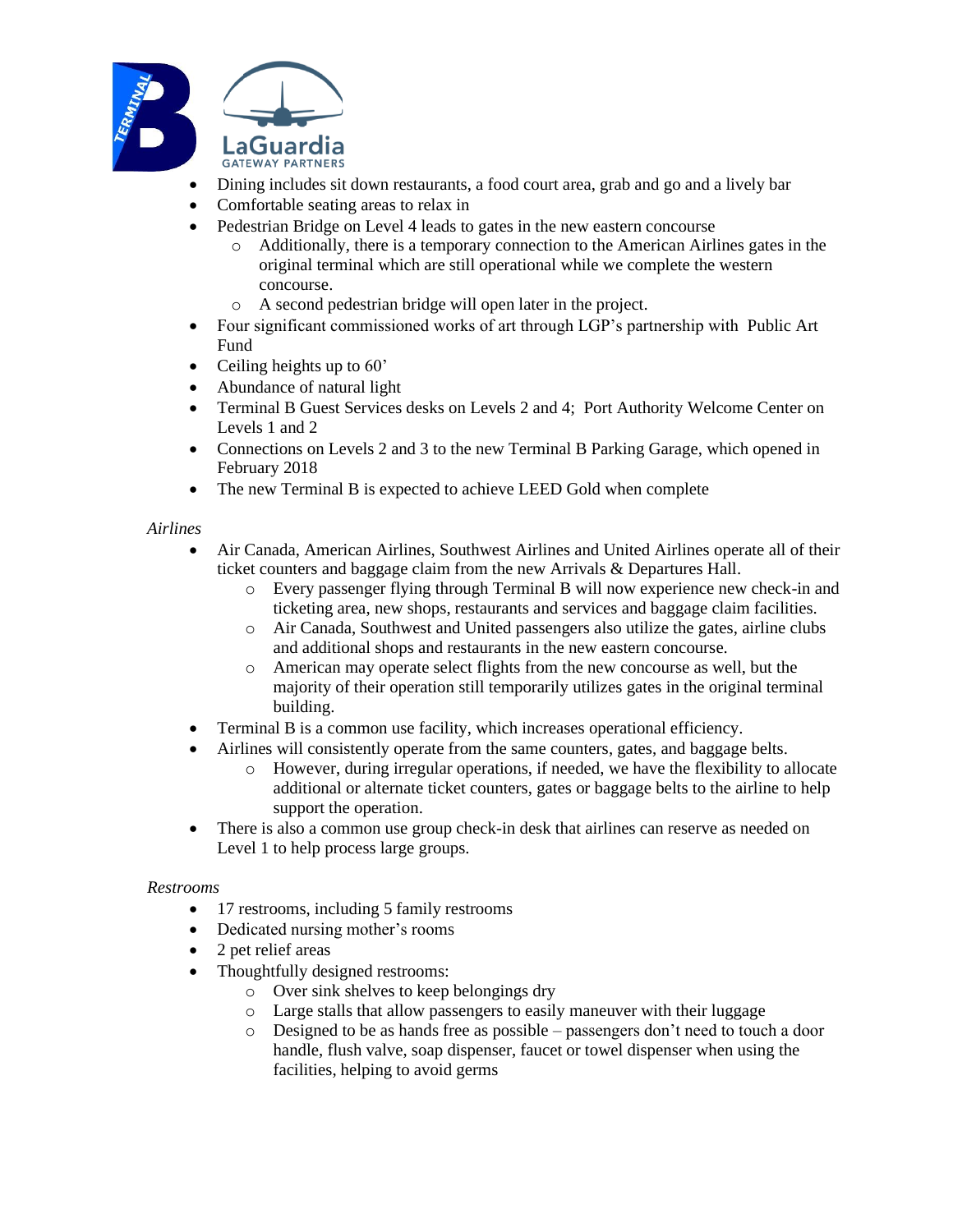- Dining includes sit down restaurants, a food court area, grab and go and a lively bar
- Comfortable seating areas to relax in
- Pedestrian Bridge on Level 4 leads to gates in the new eastern concourse
  - Additionally, there is a temporary connection to the American Airlines gates in the original terminal which are still operational while we complete the western concourse.
  - A second pedestrian bridge will open later in the project.
- Four significant commissioned works of art through LGP's partnership with Public Art Fund
- Ceiling heights up to 60'
- Abundance of natural light
- Terminal B Guest Services desks on Levels 2 and 4; Port Authority Welcome Center on Levels 1 and 2
- Connections on Levels 2 and 3 to the new Terminal B Parking Garage, which opened in February 2018
- The new Terminal B is expected to achieve LEED Gold when complete

*Airlines*

- Air Canada, American Airlines, Southwest Airlines and United Airlines operate all of their ticket counters and baggage claim from the new Arrivals & Departures Hall.
  - Every passenger flying through Terminal B will now experience new check-in and ticketing area, new shops, restaurants and services and baggage claim facilities.
  - Air Canada, Southwest and United passengers also utilize the gates, airline clubs and additional shops and restaurants in the new eastern concourse.
  - American may operate select flights from the new concourse as well, but the majority of their operation still temporarily utilizes gates in the original terminal building.
- Terminal B is a common use facility, which increases operational efficiency.
- Airlines will consistently operate from the same counters, gates, and baggage belts.
  - However, during irregular operations, if needed, we have the flexibility to allocate additional or alternate ticket counters, gates or baggage belts to the airline to help support the operation.
- There is also a common use group check-in desk that airlines can reserve as needed on Level 1 to help process large groups.

*Restrooms*

- 17 restrooms, including 5 family restrooms
- Dedicated nursing mother's rooms
- 2 pet relief areas
- Thoughtfully designed restrooms:
  - Over sink shelves to keep belongings dry
  - Large stalls that allow passengers to easily maneuver with their luggage
  - Designed to be as hands free as possible – passengers don't need to touch a door handle, flush valve, soap dispenser, faucet or towel dispenser when using the facilities, helping to avoid germs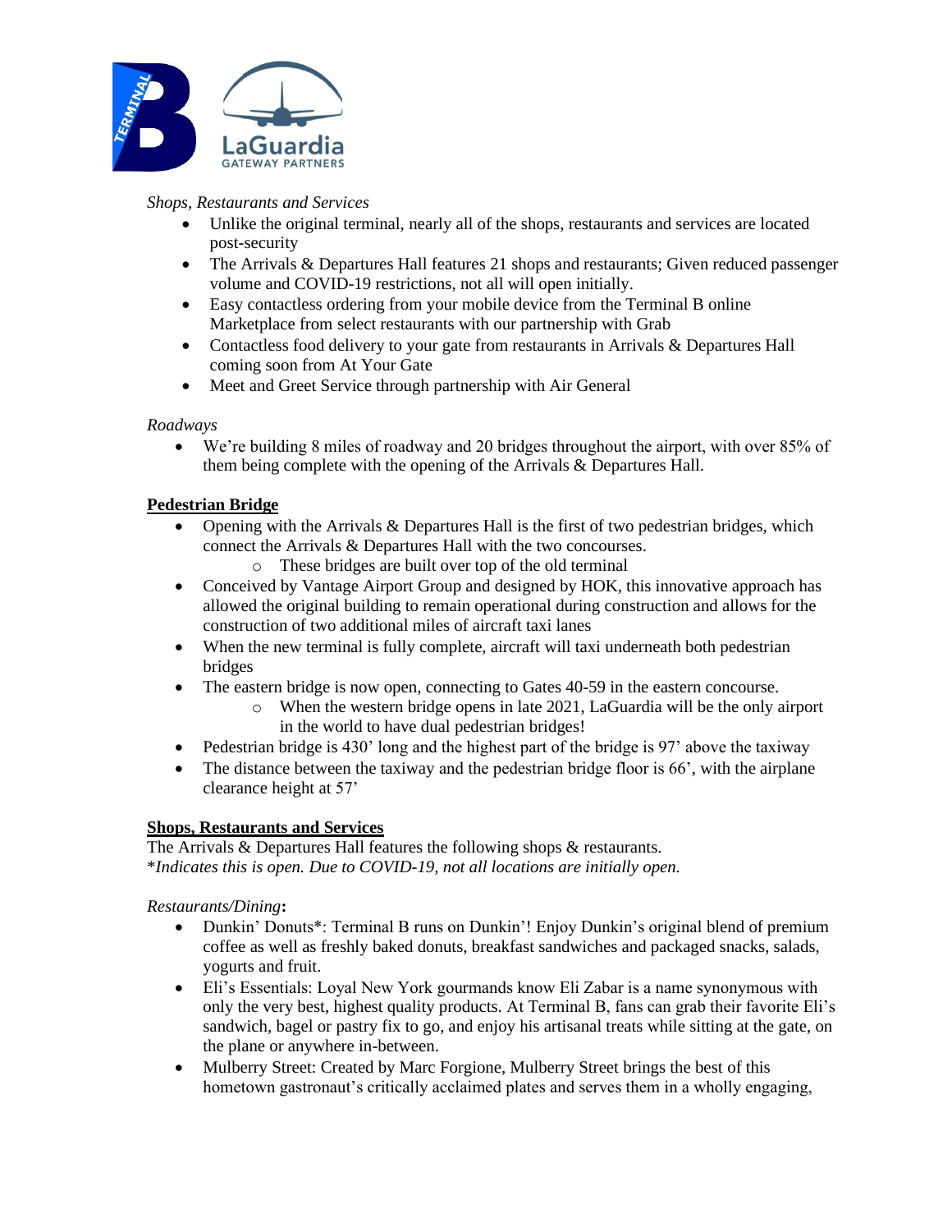*Shops, Restaurants and Services*

- Unlike the original terminal, nearly all of the shops, restaurants and services are located post-security
- The Arrivals & Departures Hall features 21 shops and restaurants; Given reduced passenger volume and COVID-19 restrictions, not all will open initially.
- Easy contactless ordering from your mobile device from the Terminal B online Marketplace from select restaurants with our partnership with Grab
- Contactless food delivery to your gate from restaurants in Arrivals & Departures Hall coming soon from At Your Gate
- Meet and Greet Service through partnership with Air General

*Roadways*

- We're building 8 miles of roadway and 20 bridges throughout the airport, with over 85% of them being complete with the opening of the Arrivals & Departures Hall.

**Pedestrian Bridge**

- Opening with the Arrivals & Departures Hall is the first of two pedestrian bridges, which connect the Arrivals & Departures Hall with the two concourses.
  - These bridges are built over top of the old terminal
- Conceived by Vantage Airport Group and designed by HOK, this innovative approach has allowed the original building to remain operational during construction and allows for the construction of two additional miles of aircraft taxi lanes
- When the new terminal is fully complete, aircraft will taxi underneath both pedestrian bridges
- The eastern bridge is now open, connecting to Gates 40-59 in the eastern concourse.
  - When the western bridge opens in late 2021, LaGuardia will be the only airport in the world to have dual pedestrian bridges!
- Pedestrian bridge is 430' long and the highest part of the bridge is 97' above the taxiway
- The distance between the taxiway and the pedestrian bridge floor is 66', with the airplane clearance height at 57'

**Shops, Restaurants and Services**

The Arrivals & Departures Hall features the following shops & restaurants.
*Indicates this is open. Due to COVID-19, not all locations are initially open.*

*Restaurants/Dining*:

- Dunkin' Donuts*: Terminal B runs on Dunkin'! Enjoy Dunkin's original blend of premium coffee as well as freshly baked donuts, breakfast sandwiches and packaged snacks, salads, yogurts and fruit.
- Eli's Essentials: Loyal New York gourmands know Eli Zabar is a name synonymous with only the very best, highest quality products. At Terminal B, fans can grab their favorite Eli's sandwich, bagel or pastry fix to go, and enjoy his artisanal treats while sitting at the gate, on the plane or anywhere in-between.
- Mulberry Street: Created by Marc Forgione, Mulberry Street brings the best of this hometown gastronaut's critically acclaimed plates and serves them in a wholly engaging,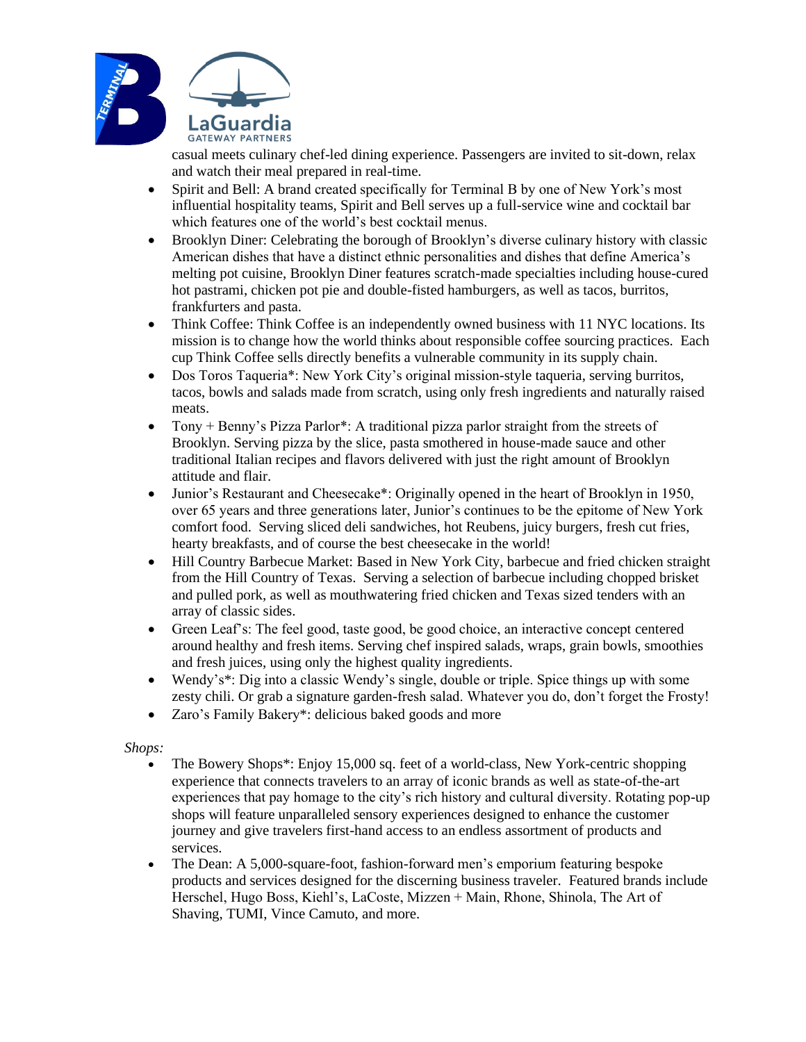casual meets culinary chef-led dining experience. Passengers are invited to sit-down, relax and watch their meal prepared in real-time.

- Spirit and Bell: A brand created specifically for Terminal B by one of New York's most influential hospitality teams, Spirit and Bell serves up a full-service wine and cocktail bar which features one of the world's best cocktail menus.
- Brooklyn Diner: Celebrating the borough of Brooklyn's diverse culinary history with classic American dishes that have a distinct ethnic personalities and dishes that define America's melting pot cuisine, Brooklyn Diner features scratch-made specialties including house-cured hot pastrami, chicken pot pie and double-fisted hamburgers, as well as tacos, burritos, frankfurters and pasta.
- Think Coffee: Think Coffee is an independently owned business with 11 NYC locations. Its mission is to change how the world thinks about responsible coffee sourcing practices. Each cup Think Coffee sells directly benefits a vulnerable community in its supply chain.
- Dos Toros Taqueria*: New York City's original mission-style taqueria, serving burritos, tacos, bowls and salads made from scratch, using only fresh ingredients and naturally raised meats.
- Tony + Benny's Pizza Parlor*: A traditional pizza parlor straight from the streets of Brooklyn. Serving pizza by the slice, pasta smothered in house-made sauce and other traditional Italian recipes and flavors delivered with just the right amount of Brooklyn attitude and flair.
- Junior's Restaurant and Cheesecake*: Originally opened in the heart of Brooklyn in 1950, over 65 years and three generations later, Junior's continues to be the epitome of New York comfort food. Serving sliced deli sandwiches, hot Reubens, juicy burgers, fresh cut fries, hearty breakfasts, and of course the best cheesecake in the world!
- Hill Country Barbecue Market: Based in New York City, barbecue and fried chicken straight from the Hill Country of Texas. Serving a selection of barbecue including chopped brisket and pulled pork, as well as mouthwatering fried chicken and Texas sized tenders with an array of classic sides.
- Green Leaf's: The feel good, taste good, be good choice, an interactive concept centered around healthy and fresh items. Serving chef inspired salads, wraps, grain bowls, smoothies and fresh juices, using only the highest quality ingredients.
- Wendy's*: Dig into a classic Wendy's single, double or triple. Spice things up with some zesty chili. Or grab a signature garden-fresh salad. Whatever you do, don't forget the Frosty!
- Zaro's Family Bakery*: delicious baked goods and more

*Shops:*

- The Bowery Shops*: Enjoy 15,000 sq. feet of a world-class, New York-centric shopping experience that connects travelers to an array of iconic brands as well as state-of-the-art experiences that pay homage to the city's rich history and cultural diversity. Rotating pop-up shops will feature unparalleled sensory experiences designed to enhance the customer journey and give travelers first-hand access to an endless assortment of products and services.
- The Dean: A 5,000-square-foot, fashion-forward men's emporium featuring bespoke products and services designed for the discerning business traveler. Featured brands include Herschel, Hugo Boss, Kiehl's, LaCoste, Mizzen + Main, Rhone, Shinola, The Art of Shaving, TUMI, Vince Camuto, and more.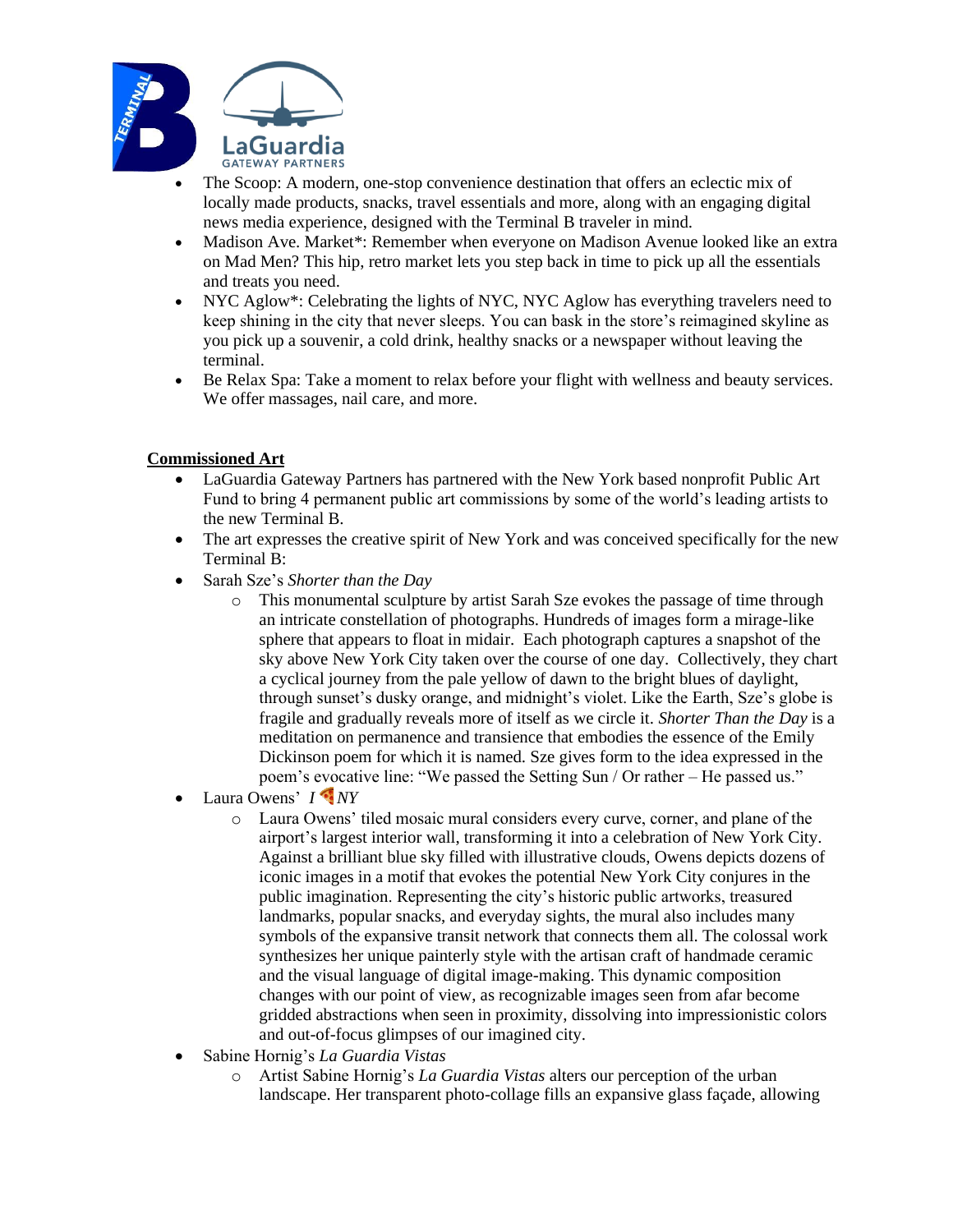- The Scoop: A modern, one-stop convenience destination that offers an eclectic mix of locally made products, snacks, travel essentials and more, along with an engaging digital news media experience, designed with the Terminal B traveler in mind.
- Madison Ave. Market*: Remember when everyone on Madison Avenue looked like an extra on Mad Men? This hip, retro market lets you step back in time to pick up all the essentials and treats you need.
- NYC Aglow*: Celebrating the lights of NYC, NYC Aglow has everything travelers need to keep shining in the city that never sleeps. You can bask in the store's reimagined skyline as you pick up a souvenir, a cold drink, healthy snacks or a newspaper without leaving the terminal.
- Be Relax Spa: Take a moment to relax before your flight with wellness and beauty services. We offer massages, nail care, and more.

**Commissioned Art**

- LaGuardia Gateway Partners has partnered with the New York based nonprofit Public Art Fund to bring 4 permanent public art commissions by some of the world's leading artists to the new Terminal B.
- The art expresses the creative spirit of New York and was conceived specifically for the new Terminal B:
- Sarah Sze's *Shorter than the Day*
  - This monumental sculpture by artist Sarah Sze evokes the passage of time through an intricate constellation of photographs. Hundreds of images form a mirage-like sphere that appears to float in midair. Each photograph captures a snapshot of the sky above New York City taken over the course of one day. Collectively, they chart a cyclical journey from the pale yellow of dawn to the bright blues of daylight, through sunset's dusky orange, and midnight's violet. Like the Earth, Sze's globe is fragile and gradually reveals more of itself as we circle it. *Shorter Than the Day* is a meditation on permanence and transience that embodies the essence of the Emily Dickinson poem for which it is named. Sze gives form to the idea expressed in the poem's evocative line: "We passed the Setting Sun / Or rather – He passed us."
- Laura Owens' *I 🍕 NY*
  - Laura Owens' tiled mosaic mural considers every curve, corner, and plane of the airport's largest interior wall, transforming it into a celebration of New York City. Against a brilliant blue sky filled with illustrative clouds, Owens depicts dozens of iconic images in a motif that evokes the potential New York City conjures in the public imagination. Representing the city's historic public artworks, treasured landmarks, popular snacks, and everyday sights, the mural also includes many symbols of the expansive transit network that connects them all. The colossal work synthesizes her unique painterly style with the artisan craft of handmade ceramic and the visual language of digital image-making. This dynamic composition changes with our point of view, as recognizable images seen from afar become gridded abstractions when seen in proximity, dissolving into impressionistic colors and out-of-focus glimpses of our imagined city.
- Sabine Hornig's *La Guardia Vistas*
  - Artist Sabine Hornig's *La Guardia Vistas* alters our perception of the urban landscape. Her transparent photo-collage fills an expansive glass façade, allowing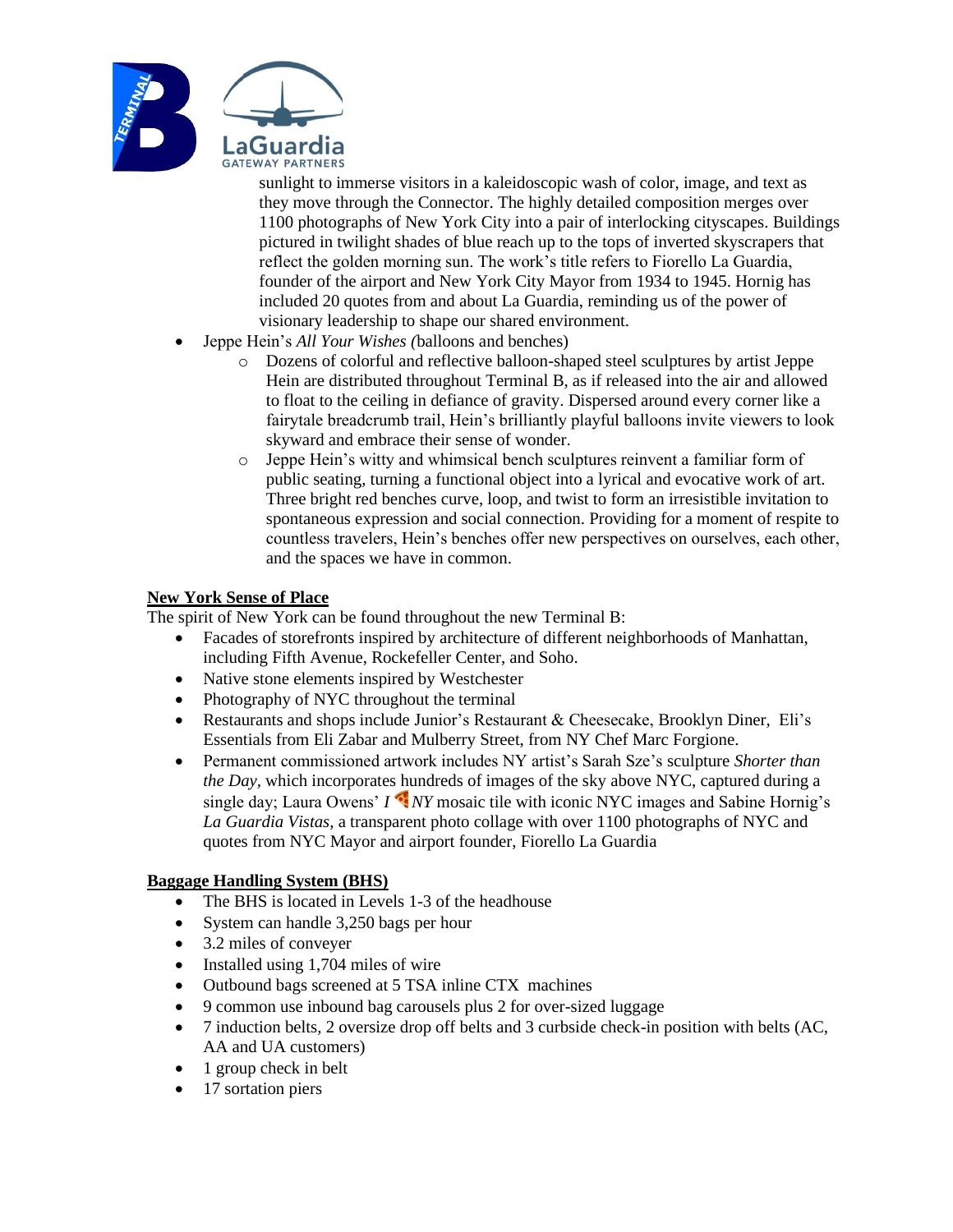sunlight to immerse visitors in a kaleidoscopic wash of color, image, and text as they move through the Connector. The highly detailed composition merges over 1100 photographs of New York City into a pair of interlocking cityscapes. Buildings pictured in twilight shades of blue reach up to the tops of inverted skyscrapers that reflect the golden morning sun. The work's title refers to Fiorello La Guardia, founder of the airport and New York City Mayor from 1934 to 1945. Hornig has included 20 quotes from and about La Guardia, reminding us of the power of visionary leadership to shape our shared environment.

- Jeppe Hein's *All Your Wishes (*balloons and benches)
  - Dozens of colorful and reflective balloon-shaped steel sculptures by artist Jeppe Hein are distributed throughout Terminal B, as if released into the air and allowed to float to the ceiling in defiance of gravity. Dispersed around every corner like a fairytale breadcrumb trail, Hein's brilliantly playful balloons invite viewers to look skyward and embrace their sense of wonder.
  - Jeppe Hein's witty and whimsical bench sculptures reinvent a familiar form of public seating, turning a functional object into a lyrical and evocative work of art. Three bright red benches curve, loop, and twist to form an irresistible invitation to spontaneous expression and social connection. Providing for a moment of respite to countless travelers, Hein's benches offer new perspectives on ourselves, each other, and the spaces we have in common.

**New York Sense of Place**

The spirit of New York can be found throughout the new Terminal B:

- Facades of storefronts inspired by architecture of different neighborhoods of Manhattan, including Fifth Avenue, Rockefeller Center, and Soho.
- Native stone elements inspired by Westchester
- Photography of NYC throughout the terminal
- Restaurants and shops include Junior's Restaurant & Cheesecake, Brooklyn Diner, Eli's Essentials from Eli Zabar and Mulberry Street, from NY Chef Marc Forgione.
- Permanent commissioned artwork includes NY artist's Sarah Sze's sculpture *Shorter than the Day*, which incorporates hundreds of images of the sky above NYC, captured during a single day; Laura Owens' *I 🍕 NY* mosaic tile with iconic NYC images and Sabine Hornig's *La Guardia Vistas*, a transparent photo collage with over 1100 photographs of NYC and quotes from NYC Mayor and airport founder, Fiorello La Guardia

**Baggage Handling System (BHS)**

- The BHS is located in Levels 1-3 of the headhouse
- System can handle 3,250 bags per hour
- 3.2 miles of conveyer
- Installed using 1,704 miles of wire
- Outbound bags screened at 5 TSA inline CTX machines
- 9 common use inbound bag carousels plus 2 for over-sized luggage
- 7 induction belts, 2 oversize drop off belts and 3 curbside check-in position with belts (AC, AA and UA customers)
- 1 group check in belt
- 17 sortation piers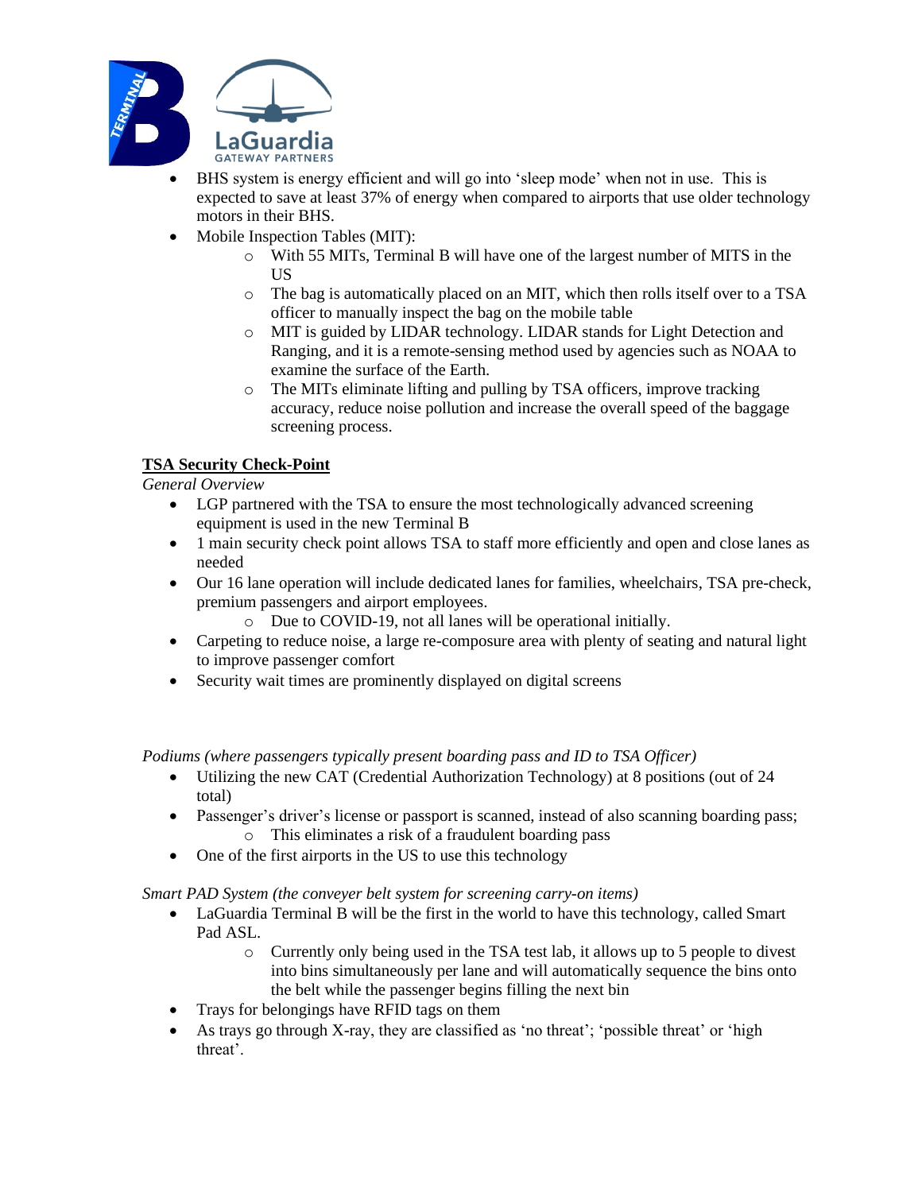- BHS system is energy efficient and will go into 'sleep mode' when not in use. This is expected to save at least 37% of energy when compared to airports that use older technology motors in their BHS.
- Mobile Inspection Tables (MIT):
  - With 55 MITs, Terminal B will have one of the largest number of MITS in the US
  - The bag is automatically placed on an MIT, which then rolls itself over to a TSA officer to manually inspect the bag on the mobile table
  - MIT is guided by LIDAR technology. LIDAR stands for Light Detection and Ranging, and it is a remote-sensing method used by agencies such as NOAA to examine the surface of the Earth.
  - The MITs eliminate lifting and pulling by TSA officers, improve tracking accuracy, reduce noise pollution and increase the overall speed of the baggage screening process.

**<u>TSA Security Check-Point</u>**

*General Overview*

- LGP partnered with the TSA to ensure the most technologically advanced screening equipment is used in the new Terminal B
- 1 main security check point allows TSA to staff more efficiently and open and close lanes as needed
- Our 16 lane operation will include dedicated lanes for families, wheelchairs, TSA pre-check, premium passengers and airport employees.
  - Due to COVID-19, not all lanes will be operational initially.
- Carpeting to reduce noise, a large re-composure area with plenty of seating and natural light to improve passenger comfort
- Security wait times are prominently displayed on digital screens

*Podiums (where passengers typically present boarding pass and ID to TSA Officer)*

- Utilizing the new CAT (Credential Authorization Technology) at 8 positions (out of 24 total)
- Passenger's driver's license or passport is scanned, instead of also scanning boarding pass;
  - This eliminates a risk of a fraudulent boarding pass
- One of the first airports in the US to use this technology

*Smart PAD System (the conveyer belt system for screening carry-on items)*

- LaGuardia Terminal B will be the first in the world to have this technology, called Smart Pad ASL.
  - Currently only being used in the TSA test lab, it allows up to 5 people to divest into bins simultaneously per lane and will automatically sequence the bins onto the belt while the passenger begins filling the next bin
- Trays for belongings have RFID tags on them
- As trays go through X-ray, they are classified as 'no threat'; 'possible threat' or 'high threat'.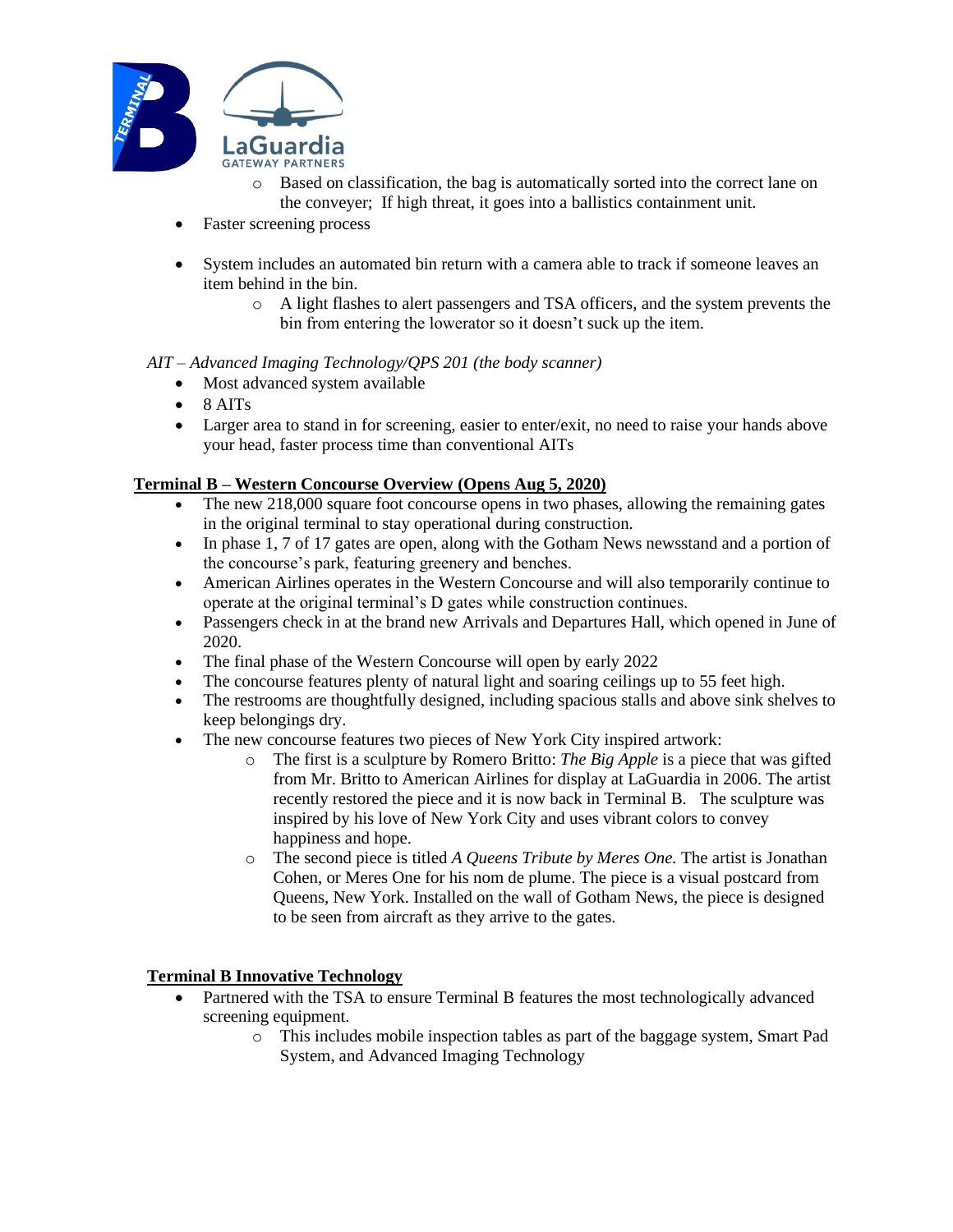- Based on classification, the bag is automatically sorted into the correct lane on the conveyer; If high threat, it goes into a ballistics containment unit.

- Faster screening process

- System includes an automated bin return with a camera able to track if someone leaves an item behind in the bin.
  - A light flashes to alert passengers and TSA officers, and the system prevents the bin from entering the lowerator so it doesn't suck up the item.

*AIT – Advanced Imaging Technology/QPS 201 (the body scanner)*

- Most advanced system available
- 8 AITs
- Larger area to stand in for screening, easier to enter/exit, no need to raise your hands above your head, faster process time than conventional AITs

**Terminal B – Western Concourse Overview (Opens Aug 5, 2020)**

- The new 218,000 square foot concourse opens in two phases, allowing the remaining gates in the original terminal to stay operational during construction.
- In phase 1, 7 of 17 gates are open, along with the Gotham News newsstand and a portion of the concourse's park, featuring greenery and benches.
- American Airlines operates in the Western Concourse and will also temporarily continue to operate at the original terminal's D gates while construction continues.
- Passengers check in at the brand new Arrivals and Departures Hall, which opened in June of 2020.
- The final phase of the Western Concourse will open by early 2022
- The concourse features plenty of natural light and soaring ceilings up to 55 feet high.
- The restrooms are thoughtfully designed, including spacious stalls and above sink shelves to keep belongings dry.
- The new concourse features two pieces of New York City inspired artwork:
  - The first is a sculpture by Romero Britto: *The Big Apple* is a piece that was gifted from Mr. Britto to American Airlines for display at LaGuardia in 2006. The artist recently restored the piece and it is now back in Terminal B. The sculpture was inspired by his love of New York City and uses vibrant colors to convey happiness and hope.
  - The second piece is titled *A Queens Tribute by Meres One.* The artist is Jonathan Cohen, or Meres One for his nom de plume. The piece is a visual postcard from Queens, New York. Installed on the wall of Gotham News, the piece is designed to be seen from aircraft as they arrive to the gates.

**Terminal B Innovative Technology**

- Partnered with the TSA to ensure Terminal B features the most technologically advanced screening equipment.
  - This includes mobile inspection tables as part of the baggage system, Smart Pad System, and Advanced Imaging Technology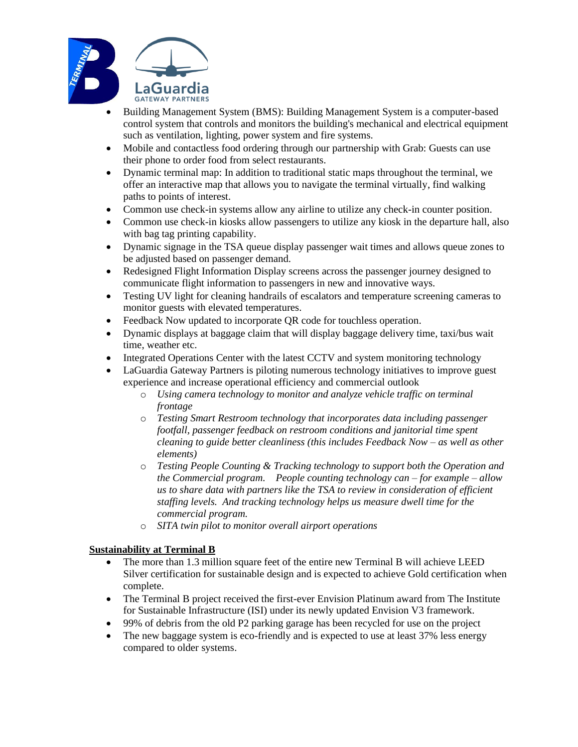- Building Management System (BMS): Building Management System is a computer-based control system that controls and monitors the building's mechanical and electrical equipment such as ventilation, lighting, power system and fire systems.
- Mobile and contactless food ordering through our partnership with Grab: Guests can use their phone to order food from select restaurants.
- Dynamic terminal map: In addition to traditional static maps throughout the terminal, we offer an interactive map that allows you to navigate the terminal virtually, find walking paths to points of interest.
- Common use check-in systems allow any airline to utilize any check-in counter position.
- Common use check-in kiosks allow passengers to utilize any kiosk in the departure hall, also with bag tag printing capability.
- Dynamic signage in the TSA queue display passenger wait times and allows queue zones to be adjusted based on passenger demand.
- Redesigned Flight Information Display screens across the passenger journey designed to communicate flight information to passengers in new and innovative ways.
- Testing UV light for cleaning handrails of escalators and temperature screening cameras to monitor guests with elevated temperatures.
- Feedback Now updated to incorporate QR code for touchless operation.
- Dynamic displays at baggage claim that will display baggage delivery time, taxi/bus wait time, weather etc.
- Integrated Operations Center with the latest CCTV and system monitoring technology
- LaGuardia Gateway Partners is piloting numerous technology initiatives to improve guest experience and increase operational efficiency and commercial outlook
  - *Using camera technology to monitor and analyze vehicle traffic on terminal frontage*
  - *Testing Smart Restroom technology that incorporates data including passenger footfall, passenger feedback on restroom conditions and janitorial time spent cleaning to guide better cleanliness (this includes Feedback Now – as well as other elements)*
  - *Testing People Counting & Tracking technology to support both the Operation and the Commercial program. People counting technology can – for example – allow us to share data with partners like the TSA to review in consideration of efficient staffing levels. And tracking technology helps us measure dwell time for the commercial program.*
  - *SITA twin pilot to monitor overall airport operations*

**Sustainability at Terminal B**

- The more than 1.3 million square feet of the entire new Terminal B will achieve LEED Silver certification for sustainable design and is expected to achieve Gold certification when complete.
- The Terminal B project received the first-ever Envision Platinum award from The Institute for Sustainable Infrastructure (ISI) under its newly updated Envision V3 framework.
- 99% of debris from the old P2 parking garage has been recycled for use on the project
- The new baggage system is eco-friendly and is expected to use at least 37% less energy compared to older systems.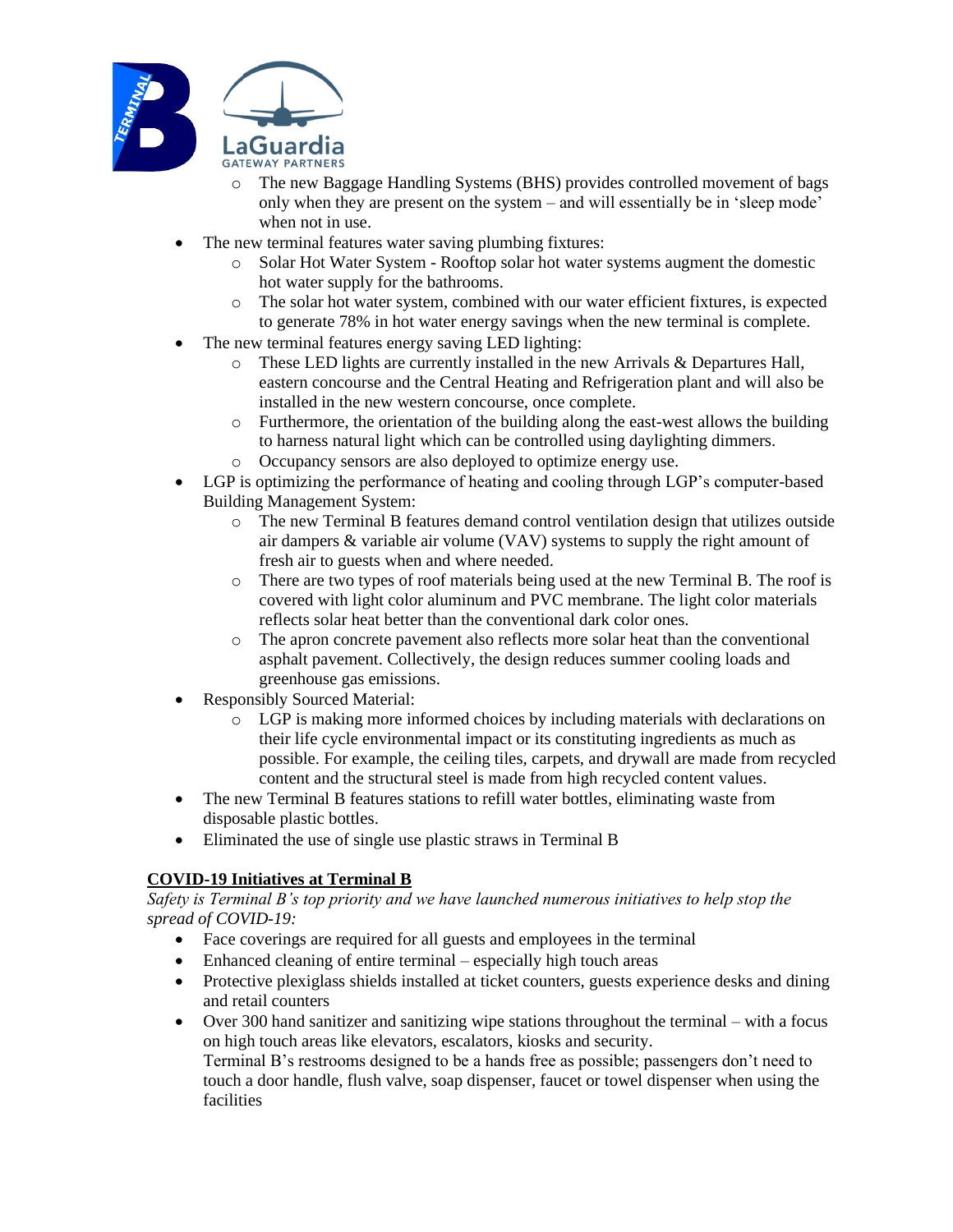- The new Baggage Handling Systems (BHS) provides controlled movement of bags only when they are present on the system – and will essentially be in 'sleep mode' when not in use.
- The new terminal features water saving plumbing fixtures:
  - Solar Hot Water System - Rooftop solar hot water systems augment the domestic hot water supply for the bathrooms.
  - The solar hot water system, combined with our water efficient fixtures, is expected to generate 78% in hot water energy savings when the new terminal is complete.
- The new terminal features energy saving LED lighting:
  - These LED lights are currently installed in the new Arrivals & Departures Hall, eastern concourse and the Central Heating and Refrigeration plant and will also be installed in the new western concourse, once complete.
  - Furthermore, the orientation of the building along the east-west allows the building to harness natural light which can be controlled using daylighting dimmers.
  - Occupancy sensors are also deployed to optimize energy use.
- LGP is optimizing the performance of heating and cooling through LGP's computer-based Building Management System:
  - The new Terminal B features demand control ventilation design that utilizes outside air dampers & variable air volume (VAV) systems to supply the right amount of fresh air to guests when and where needed.
  - There are two types of roof materials being used at the new Terminal B. The roof is covered with light color aluminum and PVC membrane. The light color materials reflects solar heat better than the conventional dark color ones.
  - The apron concrete pavement also reflects more solar heat than the conventional asphalt pavement. Collectively, the design reduces summer cooling loads and greenhouse gas emissions.
- Responsibly Sourced Material:
  - LGP is making more informed choices by including materials with declarations on their life cycle environmental impact or its constituting ingredients as much as possible. For example, the ceiling tiles, carpets, and drywall are made from recycled content and the structural steel is made from high recycled content values.
- The new Terminal B features stations to refill water bottles, eliminating waste from disposable plastic bottles.
- Eliminated the use of single use plastic straws in Terminal B

**COVID-19 Initiatives at Terminal B**

*Safety is Terminal B's top priority and we have launched numerous initiatives to help stop the spread of COVID-19:*

- Face coverings are required for all guests and employees in the terminal
- Enhanced cleaning of entire terminal – especially high touch areas
- Protective plexiglass shields installed at ticket counters, guests experience desks and dining and retail counters
- Over 300 hand sanitizer and sanitizing wipe stations throughout the terminal – with a focus on high touch areas like elevators, escalators, kiosks and security.
  Terminal B's restrooms designed to be a hands free as possible; passengers don't need to touch a door handle, flush valve, soap dispenser, faucet or towel dispenser when using the facilities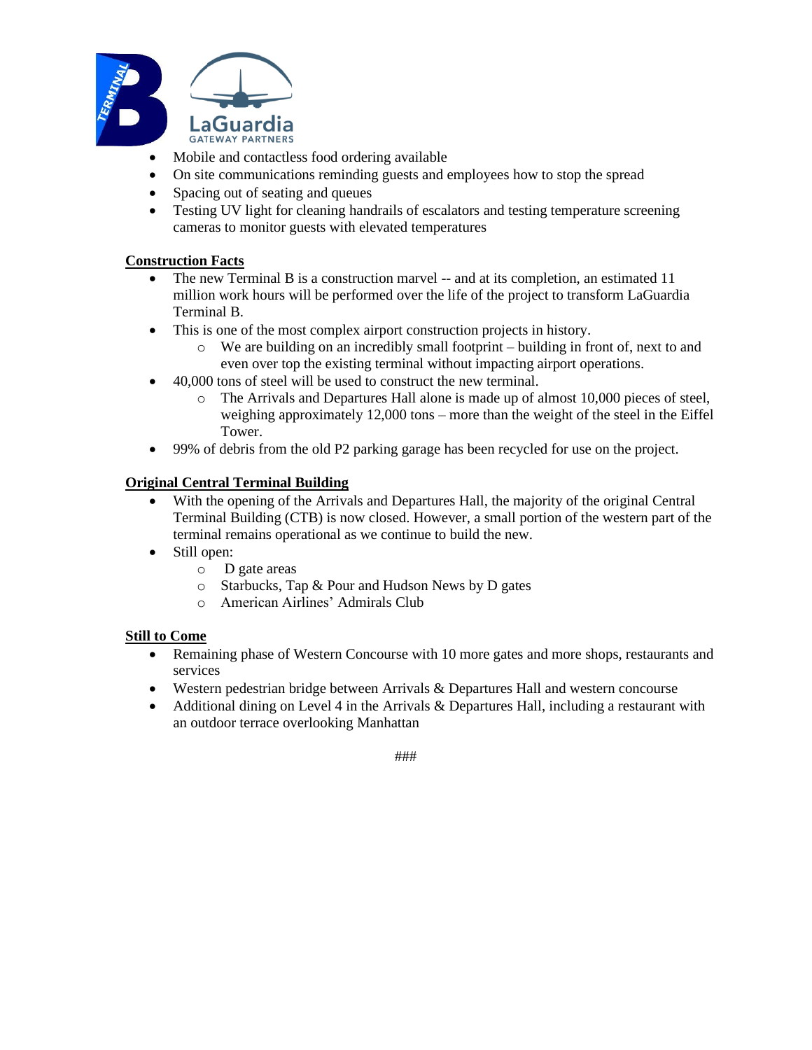- Mobile and contactless food ordering available
- On site communications reminding guests and employees how to stop the spread
- Spacing out of seating and queues
- Testing UV light for cleaning handrails of escalators and testing temperature screening cameras to monitor guests with elevated temperatures

**Construction Facts**

- The new Terminal B is a construction marvel -- and at its completion, an estimated 11 million work hours will be performed over the life of the project to transform LaGuardia Terminal B.
- This is one of the most complex airport construction projects in history.
  - We are building on an incredibly small footprint – building in front of, next to and even over top the existing terminal without impacting airport operations.
- 40,000 tons of steel will be used to construct the new terminal.
  - The Arrivals and Departures Hall alone is made up of almost 10,000 pieces of steel, weighing approximately 12,000 tons – more than the weight of the steel in the Eiffel Tower.
- 99% of debris from the old P2 parking garage has been recycled for use on the project.

**Original Central Terminal Building**

- With the opening of the Arrivals and Departures Hall, the majority of the original Central Terminal Building (CTB) is now closed. However, a small portion of the western part of the terminal remains operational as we continue to build the new.
- Still open:
  - D gate areas
  - Starbucks, Tap & Pour and Hudson News by D gates
  - American Airlines' Admirals Club

**Still to Come**

- Remaining phase of Western Concourse with 10 more gates and more shops, restaurants and services
- Western pedestrian bridge between Arrivals & Departures Hall and western concourse
- Additional dining on Level 4 in the Arrivals & Departures Hall, including a restaurant with an outdoor terrace overlooking Manhattan

###